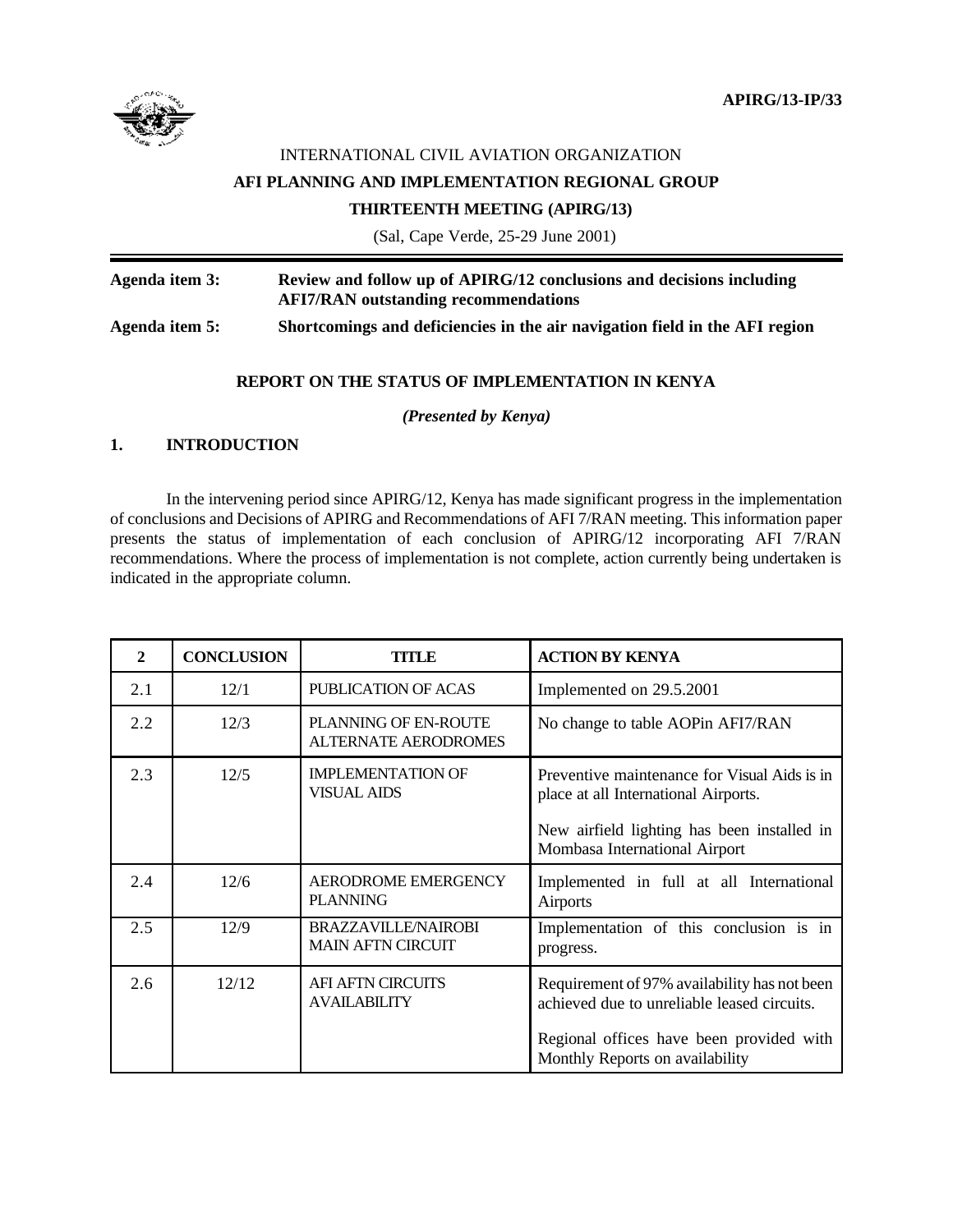APIRG/13-IP/33

INTERNATIONAL CIVIL AVIATION ORGANIZATION

**AFI PLANNING AND IMPLEMENTATION REGIONAL GROUP**

**THIRTEENTH MEETING (APIRG/13)**

(Sal, Cape Verde, 25-29 June 2001)

**Agenda item 3:** **Review and follow up of APIRG/12 conclusions and decisions including AFI7/RAN outstanding recommendations**

**Agenda item 5:** **Shortcomings and deficiencies in the air navigation field in the AFI region**

**REPORT ON THE STATUS OF IMPLEMENTATION IN KENYA**

***(Presented by Kenya)***

## 1. INTRODUCTION

In the intervening period since APIRG/12, Kenya has made significant progress in the implementation of conclusions and Decisions of APIRG and Recommendations of AFI 7/RAN meeting. This information paper presents the status of implementation of each conclusion of APIRG/12 incorporating AFI 7/RAN recommendations. Where the process of implementation is not complete, action currently being undertaken is indicated in the appropriate column.

| **2** | **CONCLUSION** | **TITLE** | **ACTION BY KENYA** |
|---|---|---|---|
| 2.1 | 12/1 | PUBLICATION OF ACAS | Implemented on 29.5.2001 |
| 2.2 | 12/3 | PLANNING OF EN-ROUTE ALTERNATE AERODROMES | No change to table AOPin AFI7/RAN |
| 2.3 | 12/5 | IMPLEMENTATION OF VISUAL AIDS | Preventive maintenance for Visual Aids is in place at all International Airports.<br><br>New airfield lighting has been installed in Mombasa International Airport |
| 2.4 | 12/6 | AERODROME EMERGENCY PLANNING | Implemented in full at all International Airports |
| 2.5 | 12/9 | BRAZZAVILLE/NAIROBI MAIN AFTN CIRCUIT | Implementation of this conclusion is in progress. |
| 2.6 | 12/12 | AFI AFTN CIRCUITS AVAILABILITY | Requirement of 97% availability has not been achieved due to unreliable leased circuits.<br><br>Regional offices have been provided with Monthly Reports on availability |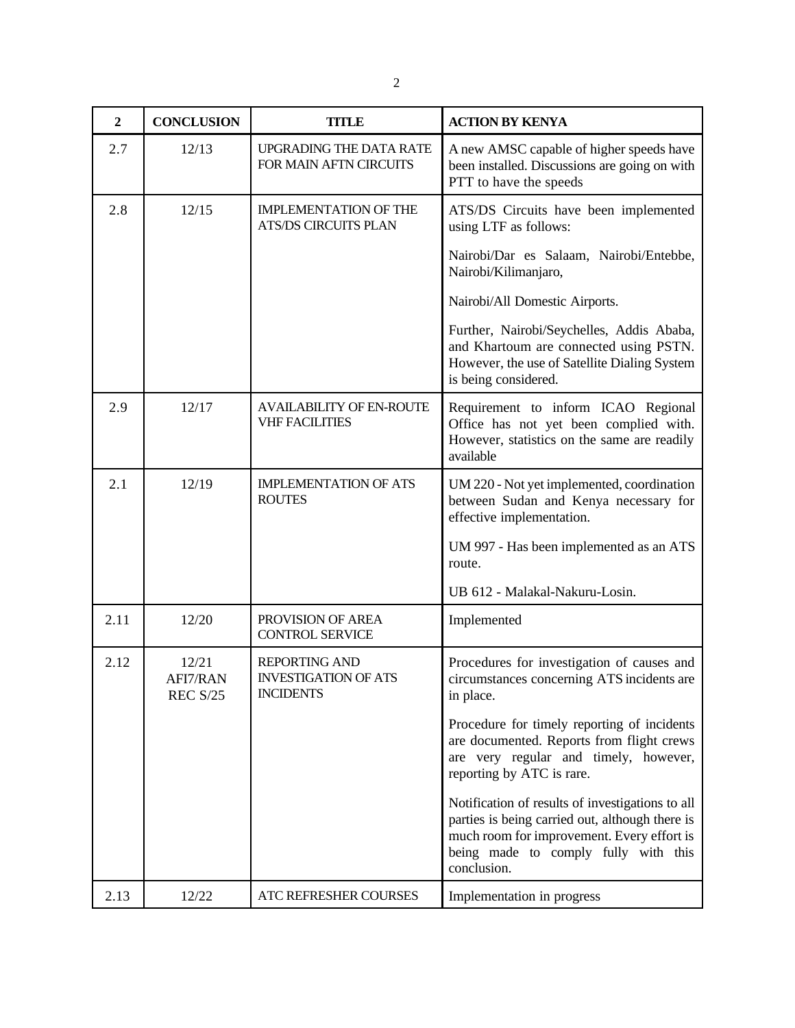| 2 | CONCLUSION | TITLE | ACTION BY KENYA |
|---|---|---|---|
| 2.7 | 12/13 | UPGRADING THE DATA RATE FOR MAIN AFTN CIRCUITS | A new AMSC capable of higher speeds have been installed. Discussions are going on with PTT to have the speeds |
| 2.8 | 12/15 | IMPLEMENTATION OF THE ATS/DS CIRCUITS PLAN | ATS/DS Circuits have been implemented using LTF as follows:<br><br>Nairobi/Dar es Salaam, Nairobi/Entebbe, Nairobi/Kilimanjaro,<br><br>Nairobi/All Domestic Airports.<br><br>Further, Nairobi/Seychelles, Addis Ababa, and Khartoum are connected using PSTN. However, the use of Satellite Dialing System is being considered. |
| 2.9 | 12/17 | AVAILABILITY OF EN-ROUTE VHF FACILITIES | Requirement to inform ICAO Regional Office has not yet been complied with. However, statistics on the same are readily available |
| 2.1 | 12/19 | IMPLEMENTATION OF ATS ROUTES | UM 220 - Not yet implemented, coordination between Sudan and Kenya necessary for effective implementation.<br><br>UM 997 - Has been implemented as an ATS route.<br><br>UB 612 - Malakal-Nakuru-Losin. |
| 2.11 | 12/20 | PROVISION OF AREA CONTROL SERVICE | Implemented |
| 2.12 | 12/21<br>AFI7/RAN<br>REC S/25 | REPORTING AND INVESTIGATION OF ATS INCIDENTS | Procedures for investigation of causes and circumstances concerning ATS incidents are in place.<br><br>Procedure for timely reporting of incidents are documented. Reports from flight crews are very regular and timely, however, reporting by ATC is rare.<br><br>Notification of results of investigations to all parties is being carried out, although there is much room for improvement. Every effort is being made to comply fully with this conclusion. |
| 2.13 | 12/22 | ATC REFRESHER COURSES | Implementation in progress |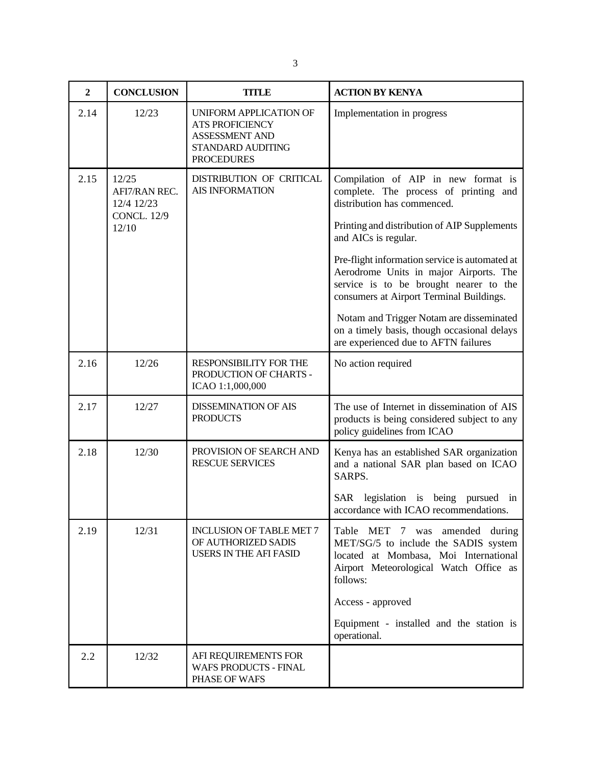| 2 | CONCLUSION | TITLE | ACTION BY KENYA |
|---|---|---|---|
| 2.14 | 12/23 | UNIFORM APPLICATION OF ATS PROFICIENCY ASSESSMENT AND STANDARD AUDITING PROCEDURES | Implementation in progress |
| 2.15 | 12/25 AFI7/RAN REC. 12/4 12/23 CONCL. 12/9 12/10 | DISTRIBUTION OF CRITICAL AIS INFORMATION | Compilation of AIP in new format is complete. The process of printing and distribution has commenced.<br><br>Printing and distribution of AIP Supplements and AICs is regular.<br><br>Pre-flight information service is automated at Aerodrome Units in major Airports. The service is to be brought nearer to the consumers at Airport Terminal Buildings.<br><br>Notam and Trigger Notam are disseminated on a timely basis, though occasional delays are experienced due to AFTN failures |
| 2.16 | 12/26 | RESPONSIBILITY FOR THE PRODUCTION OF CHARTS - ICAO 1:1,000,000 | No action required |
| 2.17 | 12/27 | DISSEMINATION OF AIS PRODUCTS | The use of Internet in dissemination of AIS products is being considered subject to any policy guidelines from ICAO |
| 2.18 | 12/30 | PROVISION OF SEARCH AND RESCUE SERVICES | Kenya has an established SAR organization and a national SAR plan based on ICAO SARPS.<br><br>SAR legislation is being pursued in accordance with ICAO recommendations. |
| 2.19 | 12/31 | INCLUSION OF TABLE MET 7 OF AUTHORIZED SADIS USERS IN THE AFI FASID | Table MET 7 was amended during MET/SG/5 to include the SADIS system located at Mombasa, Moi International Airport Meteorological Watch Office as follows:<br><br>Access - approved<br><br>Equipment - installed and the station is operational. |
| 2.2 | 12/32 | AFI REQUIREMENTS FOR WAFS PRODUCTS - FINAL PHASE OF WAFS | |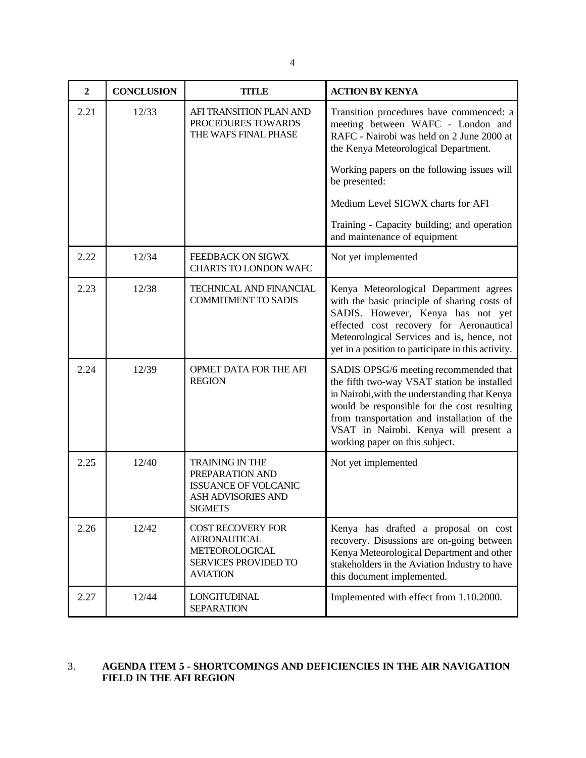| 2 | CONCLUSION | TITLE | ACTION BY KENYA |
|---|---|---|---|
| 2.21 | 12/33 | AFI TRANSITION PLAN AND PROCEDURES TOWARDS THE WAFS FINAL PHASE | Transition procedures have commenced: a meeting between WAFC - London and RAFC - Nairobi was held on 2 June 2000 at the Kenya Meteorological Department.<br><br>Working papers on the following issues will be presented:<br><br>Medium Level SIGWX charts for AFI<br><br>Training - Capacity building; and operation and maintenance of equipment |
| 2.22 | 12/34 | FEEDBACK ON SIGWX CHARTS TO LONDON WAFC | Not yet implemented |
| 2.23 | 12/38 | TECHNICAL AND FINANCIAL COMMITMENT TO SADIS | Kenya Meteorological Department agrees with the basic principle of sharing costs of SADIS. However, Kenya has not yet effected cost recovery for Aeronautical Meteorological Services and is, hence, not yet in a position to participate in this activity. |
| 2.24 | 12/39 | OPMET DATA FOR THE AFI REGION | SADIS OPSG/6 meeting recommended that the fifth two-way VSAT station be installed in Nairobi,with the understanding that Kenya would be responsible for the cost resulting from transportation and installation of the VSAT in Nairobi. Kenya will present a working paper on this subject. |
| 2.25 | 12/40 | TRAINING IN THE PREPARATION AND ISSUANCE OF VOLCANIC ASH ADVISORIES AND SIGMETS | Not yet implemented |
| 2.26 | 12/42 | COST RECOVERY FOR AERONAUTICAL METEOROLOGICAL SERVICES PROVIDED TO AVIATION | Kenya has drafted a proposal on cost recovery. Disussions are on-going between Kenya Meteorological Department and other stakeholders in the Aviation Industry to have this document implemented. |
| 2.27 | 12/44 | LONGITUDINAL SEPARATION | Implemented with effect from 1.10.2000. |

## 3. AGENDA ITEM 5 - SHORTCOMINGS AND DEFICIENCIES IN THE AIR NAVIGATION FIELD IN THE AFI REGION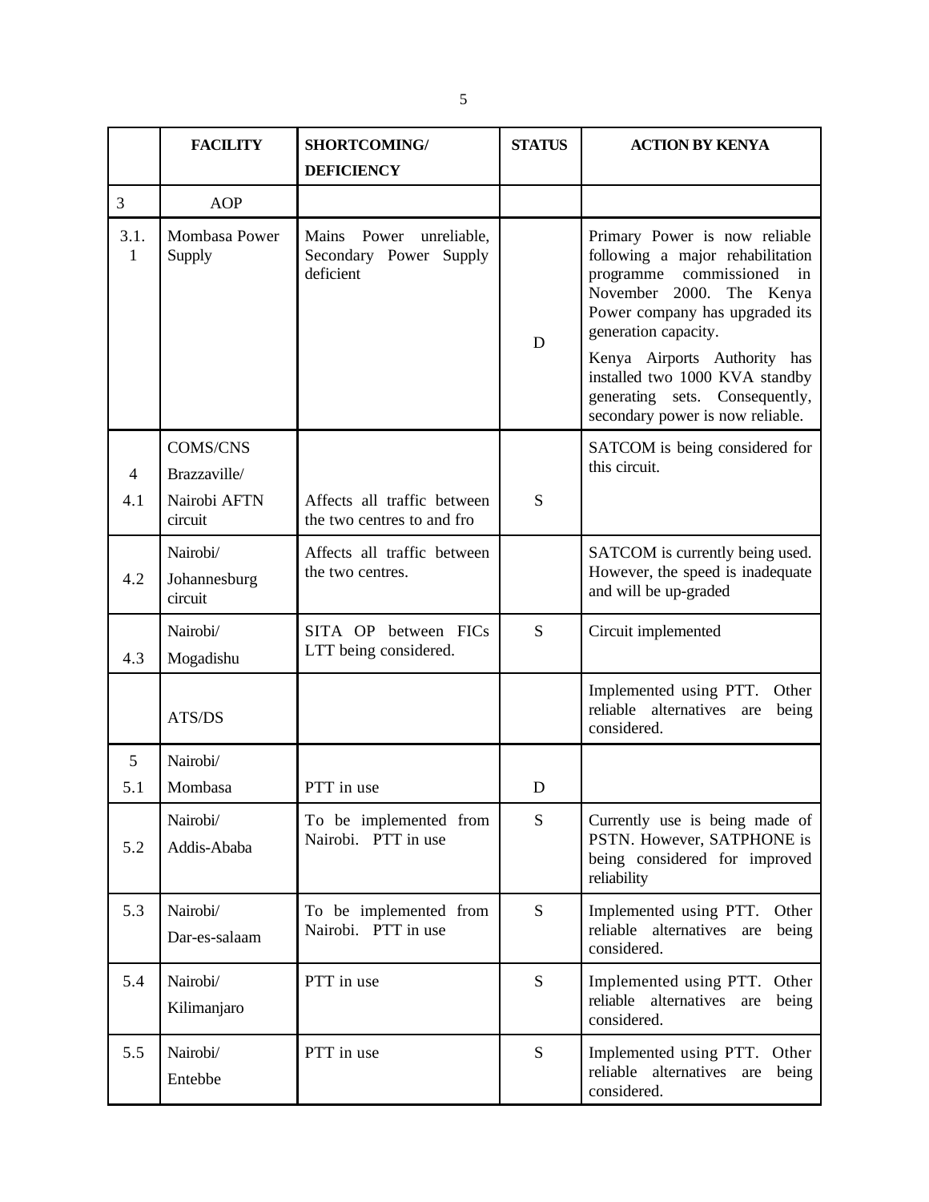|  | FACILITY | SHORTCOMING/ DEFICIENCY | STATUS | ACTION BY KENYA |
|---|---|---|---|---|
| 3 | AOP |  |  |  |
| 3.1.1 | Mombasa Power Supply | Mains Power unreliable, Secondary Power Supply deficient | D | Primary Power is now reliable following a major rehabilitation programme commissioned in November 2000. The Kenya Power company has upgraded its generation capacity. Kenya Airports Authority has installed two 1000 KVA standby generating sets. Consequently, secondary power is now reliable. |
| 4 4.1 | COMS/CNS Brazzaville/ Nairobi AFTN circuit | Affects all traffic between the two centres to and fro | S | SATCOM is being considered for this circuit. |
| 4.2 | Nairobi/ Johannesburg circuit | Affects all traffic between the two centres. |  | SATCOM is currently being used. However, the speed is inadequate and will be up-graded |
| 4.3 | Nairobi/ Mogadishu | SITA OP between FICs LTT being considered. | S | Circuit implemented |
|  | ATS/DS |  |  | Implemented using PTT. Other reliable alternatives are being considered. |
| 5 5.1 | Nairobi/ Mombasa | PTT in use | D |  |
| 5.2 | Nairobi/ Addis-Ababa | To be implemented from Nairobi. PTT in use | S | Currently use is being made of PSTN. However, SATPHONE is being considered for improved reliability |
| 5.3 | Nairobi/ Dar-es-salaam | To be implemented from Nairobi. PTT in use | S | Implemented using PTT. Other reliable alternatives are being considered. |
| 5.4 | Nairobi/ Kilimanjaro | PTT in use | S | Implemented using PTT. Other reliable alternatives are being considered. |
| 5.5 | Nairobi/ Entebbe | PTT in use | S | Implemented using PTT. Other reliable alternatives are being considered. |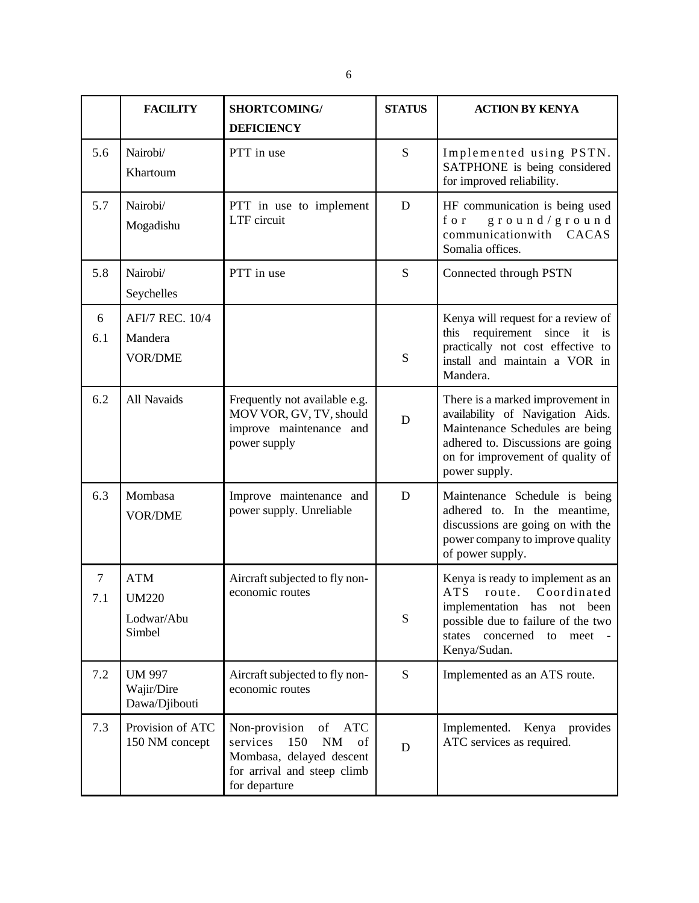|  | FACILITY | SHORTCOMING/ DEFICIENCY | STATUS | ACTION BY KENYA |
|---|---|---|---|---|
| 5.6 | Nairobi/ Khartoum | PTT in use | S | Implemented using PSTN. SATPHONE is being considered for improved reliability. |
| 5.7 | Nairobi/ Mogadishu | PTT in use to implement LTF circuit | D | HF communication is being used for ground/ground communicationwith CACAS Somalia offices. |
| 5.8 | Nairobi/ Seychelles | PTT in use | S | Connected through PSTN |
| 6<br>6.1 | AFI/7 REC. 10/4<br>Mandera VOR/DME |  | S | Kenya will request for a review of this requirement since it is practically not cost effective to install and maintain a VOR in Mandera. |
| 6.2 | All Navaids | Frequently not available e.g. MOV VOR, GV, TV, should improve maintenance and power supply | D | There is a marked improvement in availability of Navigation Aids. Maintenance Schedules are being adhered to. Discussions are going on for improvement of quality of power supply. |
| 6.3 | Mombasa VOR/DME | Improve maintenance and power supply. Unreliable | D | Maintenance Schedule is being adhered to. In the meantime, discussions are going on with the power company to improve quality of power supply. |
| 7<br>7.1 | ATM<br>UM220<br>Lodwar/Abu Simbel | Aircraft subjected to fly non-economic routes | S | Kenya is ready to implement as an ATS route. Coordinated implementation has not been possible due to failure of the two states concerned to meet - Kenya/Sudan. |
| 7.2 | UM 997 Wajir/Dire Dawa/Djibouti | Aircraft subjected to fly non-economic routes | S | Implemented as an ATS route. |
| 7.3 | Provision of ATC 150 NM concept | Non-provision of ATC services 150 NM of Mombasa, delayed descent for arrival and steep climb for departure | D | Implemented. Kenya provides ATC services as required. |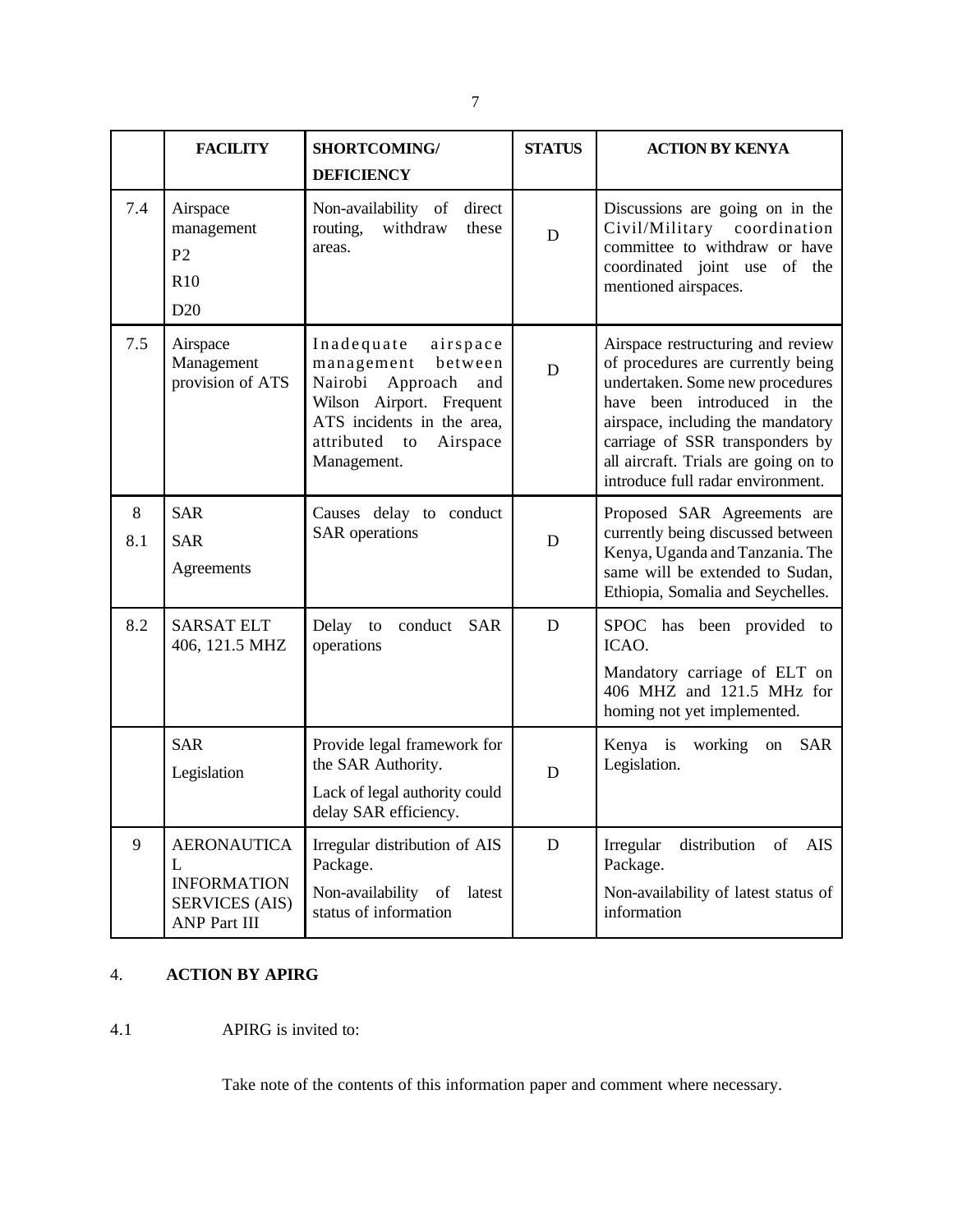| | FACILITY | SHORTCOMING/ DEFICIENCY | STATUS | ACTION BY KENYA |
|---|---|---|---|---|
| 7.4 | Airspace management P2 R10 D20 | Non-availability of direct routing, withdraw these areas. | D | Discussions are going on in the Civil/Military coordination committee to withdraw or have coordinated joint use of the mentioned airspaces. |
| 7.5 | Airspace Management provision of ATS | Inadequate airspace management between Nairobi Approach and Wilson Airport. Frequent ATS incidents in the area, attributed to Airspace Management. | D | Airspace restructuring and review of procedures are currently being undertaken. Some new procedures have been introduced in the airspace, including the mandatory carriage of SSR transponders by all aircraft. Trials are going on to introduce full radar environment. |
| 8<br>8.1 | SAR<br>SAR Agreements | Causes delay to conduct SAR operations | D | Proposed SAR Agreements are currently being discussed between Kenya, Uganda and Tanzania. The same will be extended to Sudan, Ethiopia, Somalia and Seychelles. |
| 8.2 | SARSAT ELT 406, 121.5 MHZ | Delay to conduct SAR operations | D | SPOC has been provided to ICAO.<br>Mandatory carriage of ELT on 406 MHZ and 121.5 MHz for homing not yet implemented. |
| | SAR Legislation | Provide legal framework for the SAR Authority.<br>Lack of legal authority could delay SAR efficiency. | D | Kenya is working on SAR Legislation. |
| 9 | AERONAUTICAL INFORMATION SERVICES (AIS) ANP Part III | Irregular distribution of AIS Package.<br>Non-availability of latest status of information | D | Irregular distribution of AIS Package.<br>Non-availability of latest status of information |

## 4. ACTION BY APIRG

4.1 APIRG is invited to:

Take note of the contents of this information paper and comment where necessary.